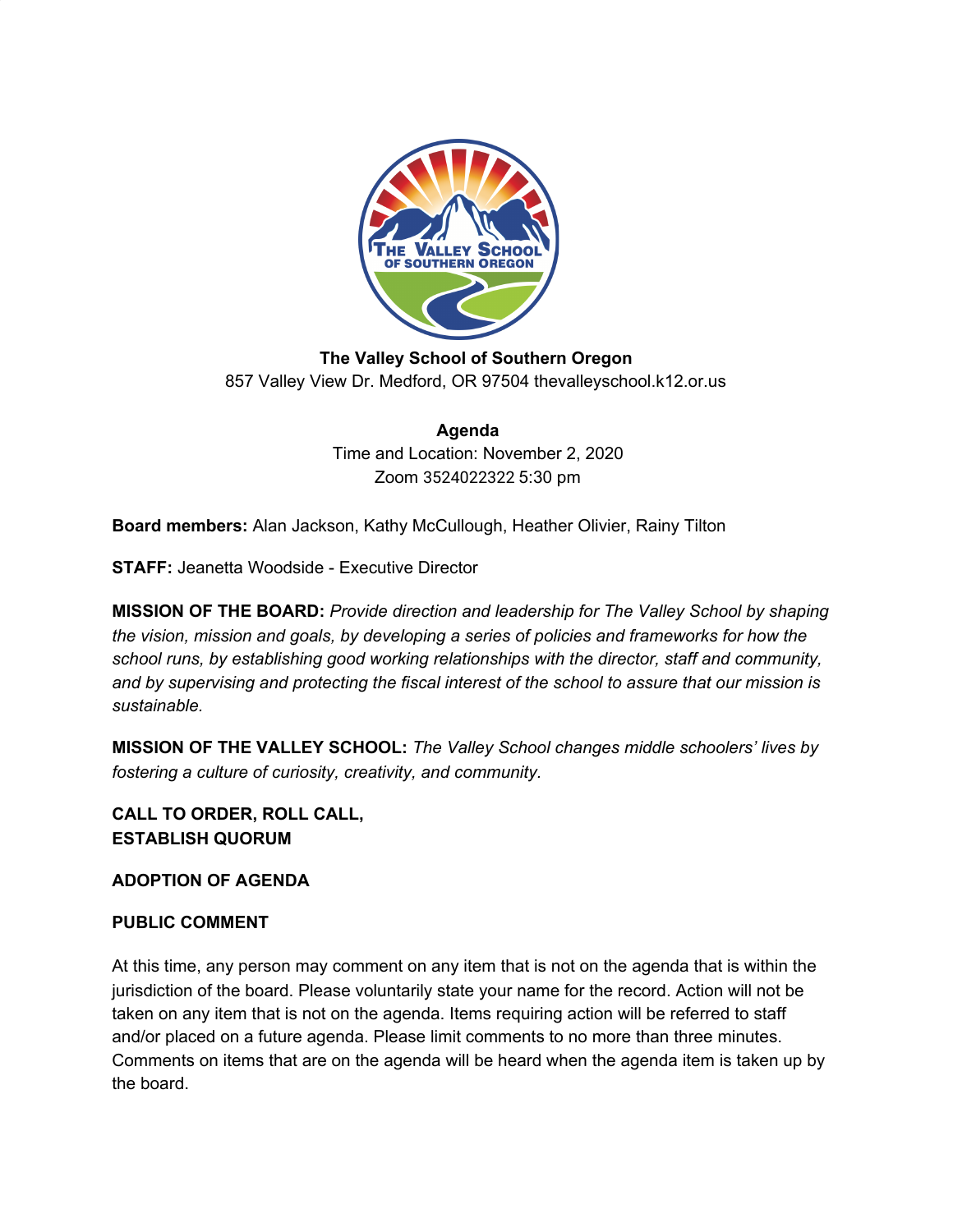**The Valley School of Southern Oregon**
857 Valley View Dr. Medford, OR 97504 thevalleyschool.k12.or.us

**Agenda**
Time and Location: November 2, 2020
Zoom 3524022322 5:30 pm

**Board members:** Alan Jackson, Kathy McCullough, Heather Olivier, Rainy Tilton

**STAFF:** Jeanetta Woodside - Executive Director

**MISSION OF THE BOARD:** *Provide direction and leadership for The Valley School by shaping the vision, mission and goals, by developing a series of policies and frameworks for how the school runs, by establishing good working relationships with the director, staff and community, and by supervising and protecting the fiscal interest of the school to assure that our mission is sustainable.*

**MISSION OF THE VALLEY SCHOOL:** *The Valley School changes middle schoolers' lives by fostering a culture of curiosity, creativity, and community.*

**CALL TO ORDER, ROLL CALL,**
**ESTABLISH QUORUM**

**ADOPTION OF AGENDA**

**PUBLIC COMMENT**

At this time, any person may comment on any item that is not on the agenda that is within the jurisdiction of the board. Please voluntarily state your name for the record. Action will not be taken on any item that is not on the agenda. Items requiring action will be referred to staff and/or placed on a future agenda. Please limit comments to no more than three minutes. Comments on items that are on the agenda will be heard when the agenda item is taken up by the board.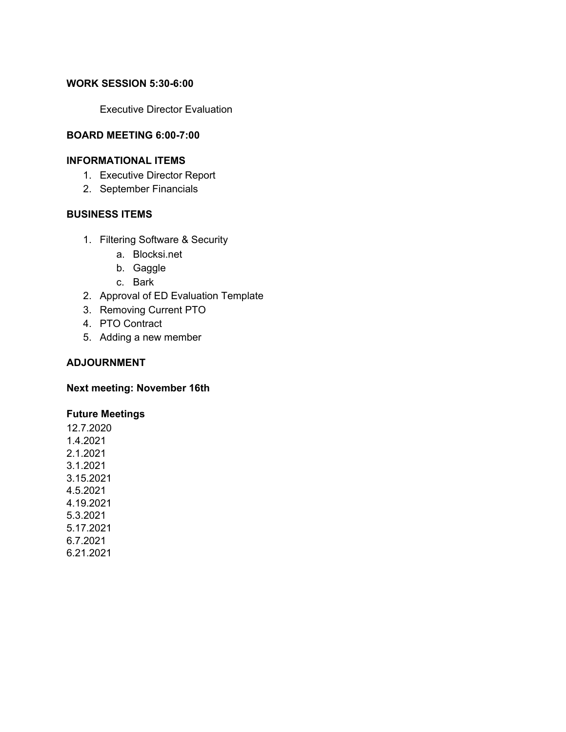**WORK SESSION 5:30-6:00**

Executive Director Evaluation

**BOARD MEETING 6:00-7:00**

**INFORMATIONAL ITEMS**

1. Executive Director Report
2. September Financials

**BUSINESS ITEMS**

1. Filtering Software & Security
    a. Blocksi.net
    b. Gaggle
    c. Bark
2. Approval of ED Evaluation Template
3. Removing Current PTO
4. PTO Contract
5. Adding a new member

**ADJOURNMENT**

**Next meeting: November 16th**

**Future Meetings**

12.7.2020
1.4.2021
2.1.2021
3.1.2021
3.15.2021
4.5.2021
4.19.2021
5.3.2021
5.17.2021
6.7.2021
6.21.2021